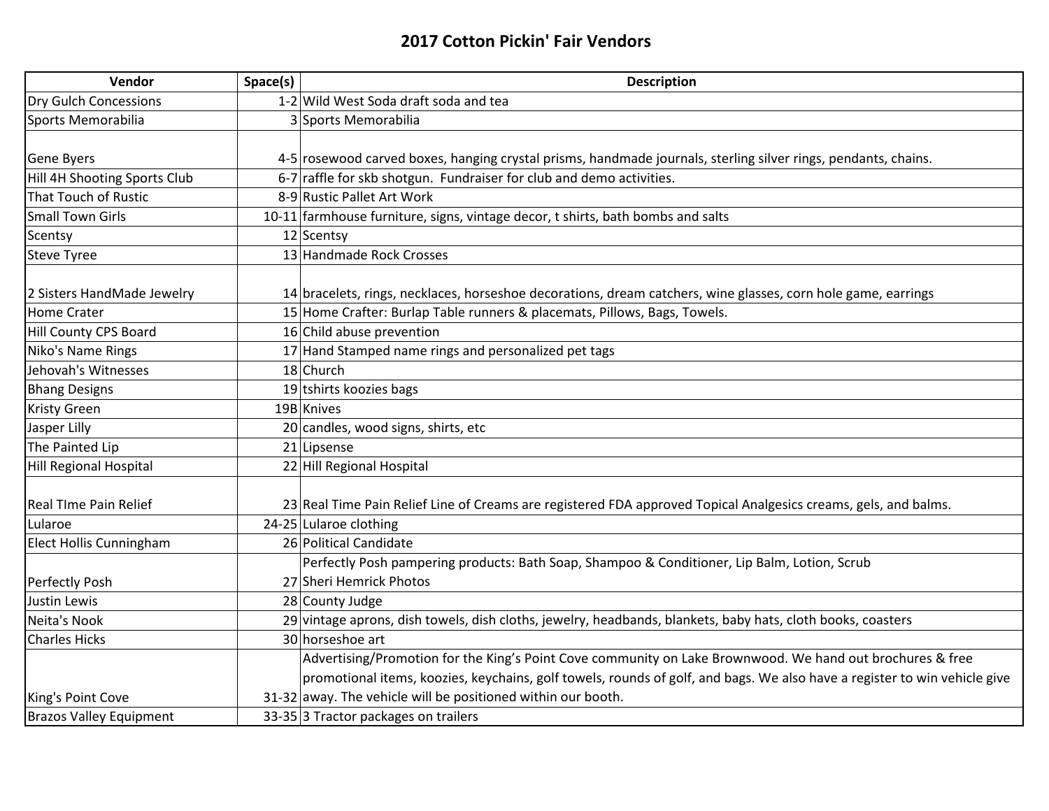# 2017 Cotton Pickin' Fair Vendors

| Vendor | Space(s) | Description |
|---|---|---|
| Dry Gulch Concessions | 1-2 | Wild West Soda draft soda and tea |
| Sports Memorabilia | 3 | Sports Memorabilia |
| Gene Byers | 4-5 | rosewood carved boxes, hanging crystal prisms, handmade journals, sterling silver rings, pendants, chains. |
| Hill 4H Shooting Sports Club | 6-7 | raffle for skb shotgun. Fundraiser for club and demo activities. |
| That Touch of Rustic | 8-9 | Rustic Pallet Art Work |
| Small Town Girls | 10-11 | farmhouse furniture, signs, vintage decor, t shirts, bath bombs and salts |
| Scentsy | 12 | Scentsy |
| Steve Tyree | 13 | Handmade Rock Crosses |
| 2 Sisters HandMade Jewelry | 14 | bracelets, rings, necklaces, horseshoe decorations, dream catchers, wine glasses, corn hole game, earrings |
| Home Crater | 15 | Home Crafter: Burlap Table runners & placemats, Pillows, Bags, Towels. |
| Hill County CPS Board | 16 | Child abuse prevention |
| Niko's Name Rings | 17 | Hand Stamped name rings and personalized pet tags |
| Jehovah's Witnesses | 18 | Church |
| Bhang Designs | 19 | tshirts koozies bags |
| Kristy Green | 19B | Knives |
| Jasper Lilly | 20 | candles, wood signs, shirts, etc |
| The Painted Lip | 21 | Lipsense |
| Hill Regional Hospital | 22 | Hill Regional Hospital |
| Real TIme Pain Relief | 23 | Real Time Pain Relief Line of Creams are registered FDA approved Topical Analgesics creams, gels, and balms. |
| Lularoe | 24-25 | Lularoe clothing |
| Elect Hollis Cunningham | 26 | Political Candidate |
| Perfectly Posh | 27 | Perfectly Posh pampering products: Bath Soap, Shampoo & Conditioner, Lip Balm, Lotion, Scrub Sheri Hemrick Photos |
| Justin Lewis | 28 | County Judge |
| Neita's Nook | 29 | vintage aprons, dish towels, dish cloths, jewelry, headbands, blankets, baby hats, cloth books, coasters |
| Charles Hicks | 30 | horseshoe art |
| King's Point Cove | 31-32 | Advertising/Promotion for the King's Point Cove community on Lake Brownwood. We hand out brochures & free promotional items, koozies, keychains, golf towels, rounds of golf, and bags. We also have a register to win vehicle give away. The vehicle will be positioned within our booth. |
| Brazos Valley Equipment | 33-35 | 3 Tractor packages on trailers |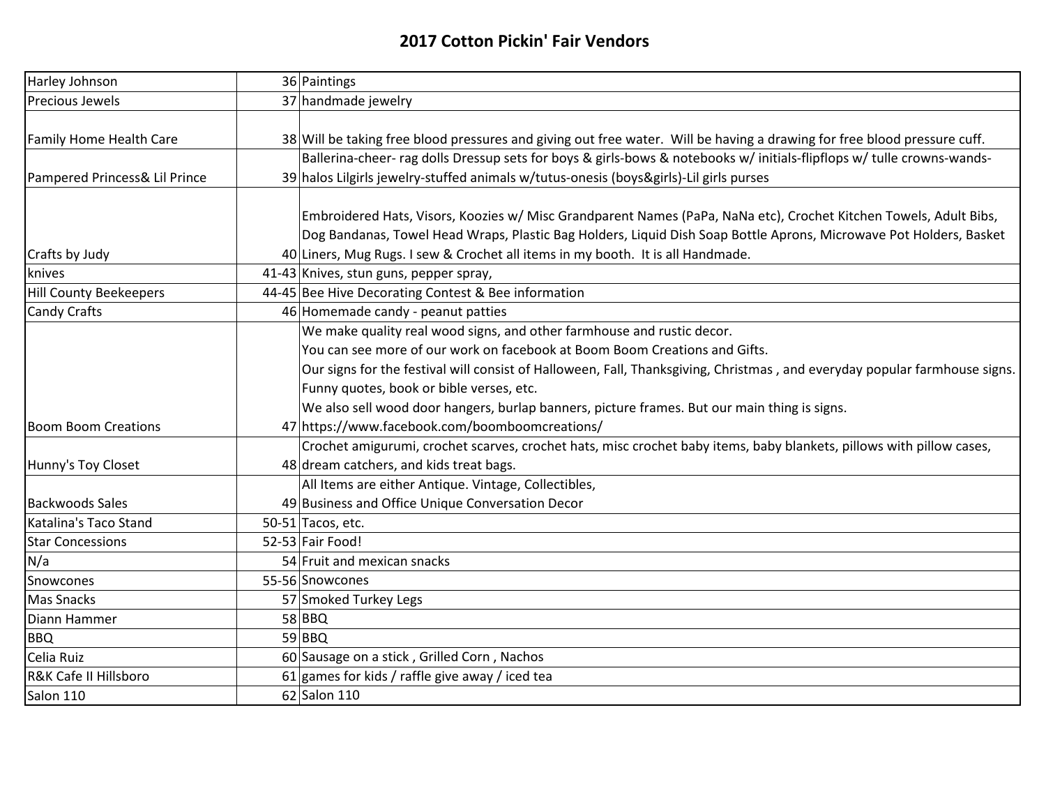# 2017 Cotton Pickin' Fair Vendors

| | | |
|---|---|---|
| Harley Johnson | 36 | Paintings |
| Precious Jewels | 37 | handmade jewelry |
| Family Home Health Care | 38 | Will be taking free blood pressures and giving out free water. Will be having a drawing for free blood pressure cuff. |
| Pampered Princess& Lil Prince | 39 | Ballerina-cheer- rag dolls Dressup sets for boys & girls-bows & notebooks w/ initials-flipflops w/ tulle crowns-wands-halos Lilgirls jewelry-stuffed animals w/tutus-onesis (boys&girls)-Lil girls purses |
| Crafts by Judy | 40 | Embroidered Hats, Visors, Koozies w/ Misc Grandparent Names (PaPa, NaNa etc), Crochet Kitchen Towels, Adult Bibs, Dog Bandanas, Towel Head Wraps, Plastic Bag Holders, Liquid Dish Soap Bottle Aprons, Microwave Pot Holders, Basket Liners, Mug Rugs. I sew & Crochet all items in my booth. It is all Handmade. |
| knives | 41-43 | Knives, stun guns, pepper spray, |
| Hill County Beekeepers | 44-45 | Bee Hive Decorating Contest & Bee information |
| Candy Crafts | 46 | Homemade candy - peanut patties |
| Boom Boom Creations | 47 | We make quality real wood signs, and other farmhouse and rustic decor. You can see more of our work on facebook at Boom Boom Creations and Gifts. Our signs for the festival will consist of Halloween, Fall, Thanksgiving, Christmas , and everyday popular farmhouse signs. Funny quotes, book or bible verses, etc. We also sell wood door hangers, burlap banners, picture frames. But our main thing is signs. https://www.facebook.com/boomboomcreations/ |
| Hunny's Toy Closet | 48 | Crochet amigurumi, crochet scarves, crochet hats, misc crochet baby items, baby blankets, pillows with pillow cases, dream catchers, and kids treat bags. |
| Backwoods Sales | 49 | All Items are either Antique. Vintage, Collectibles, Business and Office Unique Conversation Decor |
| Katalina's Taco Stand | 50-51 | Tacos, etc. |
| Star Concessions | 52-53 | Fair Food! |
| N/a | 54 | Fruit and mexican snacks |
| Snowcones | 55-56 | Snowcones |
| Mas Snacks | 57 | Smoked Turkey Legs |
| Diann Hammer | 58 | BBQ |
| BBQ | 59 | BBQ |
| Celia Ruiz | 60 | Sausage on a stick , Grilled Corn , Nachos |
| R&K Cafe II Hillsboro | 61 | games for kids / raffle give away / iced tea |
| Salon 110 | 62 | Salon 110 |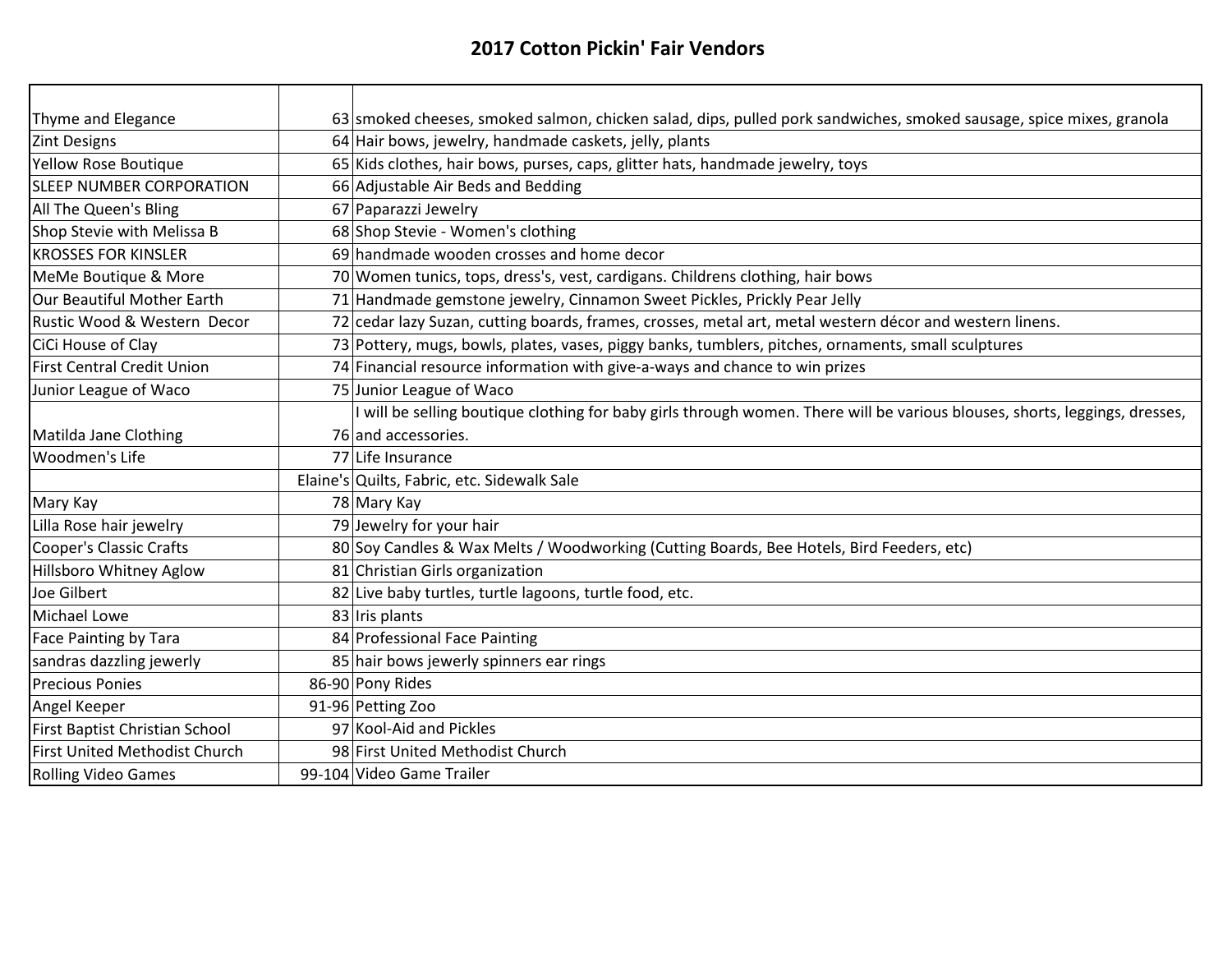# 2017 Cotton Pickin' Fair Vendors

| | | |
|---|---|---|
| Thyme and Elegance | 63 | smoked cheeses, smoked salmon, chicken salad, dips, pulled pork sandwiches, smoked sausage, spice mixes, granola |
| Zint Designs | 64 | Hair bows, jewelry, handmade caskets, jelly, plants |
| Yellow Rose Boutique | 65 | Kids clothes, hair bows, purses, caps, glitter hats, handmade jewelry, toys |
| SLEEP NUMBER CORPORATION | 66 | Adjustable Air Beds and Bedding |
| All The Queen's Bling | 67 | Paparazzi Jewelry |
| Shop Stevie with Melissa B | 68 | Shop Stevie - Women's clothing |
| KROSSES FOR KINSLER | 69 | handmade wooden crosses and home decor |
| MeMe Boutique & More | 70 | Women tunics, tops, dress's, vest, cardigans. Childrens clothing, hair bows |
| Our Beautiful Mother Earth | 71 | Handmade gemstone jewelry, Cinnamon Sweet Pickles, Prickly Pear Jelly |
| Rustic Wood & Western Decor | 72 | cedar lazy Suzan, cutting boards, frames, crosses, metal art, metal western décor and western linens. |
| CiCi House of Clay | 73 | Pottery, mugs, bowls, plates, vases, piggy banks, tumblers, pitches, ornaments, small sculptures |
| First Central Credit Union | 74 | Financial resource information with give-a-ways and chance to win prizes |
| Junior League of Waco | 75 | Junior League of Waco |
| Matilda Jane Clothing | 76 | I will be selling boutique clothing for baby girls through women. There will be various blouses, shorts, leggings, dresses, and accessories. |
| Woodmen's Life | 77 | Life Insurance |
| | Elaine's | Quilts, Fabric, etc. Sidewalk Sale |
| Mary Kay | 78 | Mary Kay |
| Lilla Rose hair jewelry | 79 | Jewelry for your hair |
| Cooper's Classic Crafts | 80 | Soy Candles & Wax Melts / Woodworking (Cutting Boards, Bee Hotels, Bird Feeders, etc) |
| Hillsboro Whitney Aglow | 81 | Christian Girls organization |
| Joe Gilbert | 82 | Live baby turtles, turtle lagoons, turtle food, etc. |
| Michael Lowe | 83 | Iris plants |
| Face Painting by Tara | 84 | Professional Face Painting |
| sandras dazzling jewerly | 85 | hair bows jewerly spinners ear rings |
| Precious Ponies | 86-90 | Pony Rides |
| Angel Keeper | 91-96 | Petting Zoo |
| First Baptist Christian School | 97 | Kool-Aid and Pickles |
| First United Methodist Church | 98 | First United Methodist Church |
| Rolling Video Games | 99-104 | Video Game Trailer |